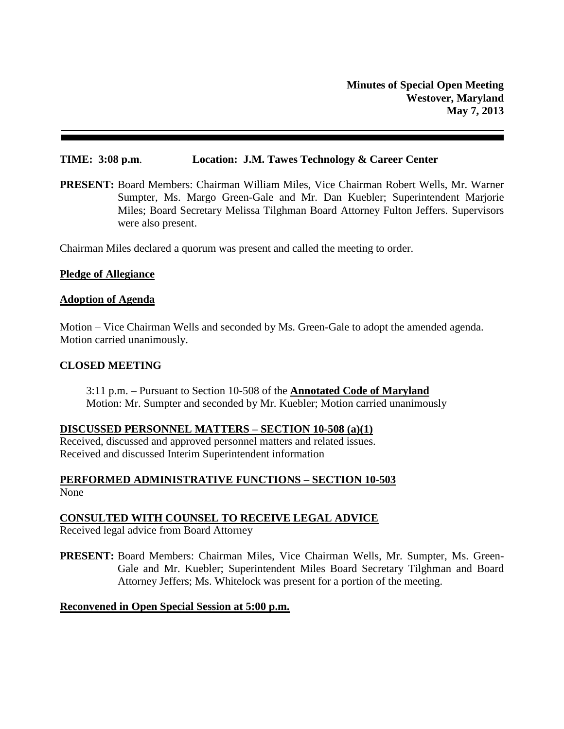**Minutes of Special Open Meeting**
**Westover, Maryland**
**May 7, 2013**

---

**TIME: 3:08 p.m**. **Location: J.M. Tawes Technology & Career Center**

**PRESENT:** Board Members: Chairman William Miles, Vice Chairman Robert Wells, Mr. Warner Sumpter, Ms. Margo Green-Gale and Mr. Dan Kuebler; Superintendent Marjorie Miles; Board Secretary Melissa Tilghman Board Attorney Fulton Jeffers. Supervisors were also present.

Chairman Miles declared a quorum was present and called the meeting to order.

**Pledge of Allegiance**

**Adoption of Agenda**

Motion – Vice Chairman Wells and seconded by Ms. Green-Gale to adopt the amended agenda. Motion carried unanimously.

**CLOSED MEETING**

3:11 p.m. – Pursuant to Section 10-508 of the **Annotated Code of Maryland**
Motion: Mr. Sumpter and seconded by Mr. Kuebler; Motion carried unanimously

**DISCUSSED PERSONNEL MATTERS – SECTION 10-508 (a)(1)**

Received, discussed and approved personnel matters and related issues.
Received and discussed Interim Superintendent information

**PERFORMED ADMINISTRATIVE FUNCTIONS – SECTION 10-503**

None

**CONSULTED WITH COUNSEL TO RECEIVE LEGAL ADVICE**

Received legal advice from Board Attorney

**PRESENT:** Board Members: Chairman Miles, Vice Chairman Wells, Mr. Sumpter, Ms. Green-Gale and Mr. Kuebler; Superintendent Miles Board Secretary Tilghman and Board Attorney Jeffers; Ms. Whitelock was present for a portion of the meeting.

**Reconvened in Open Special Session at 5:00 p.m.**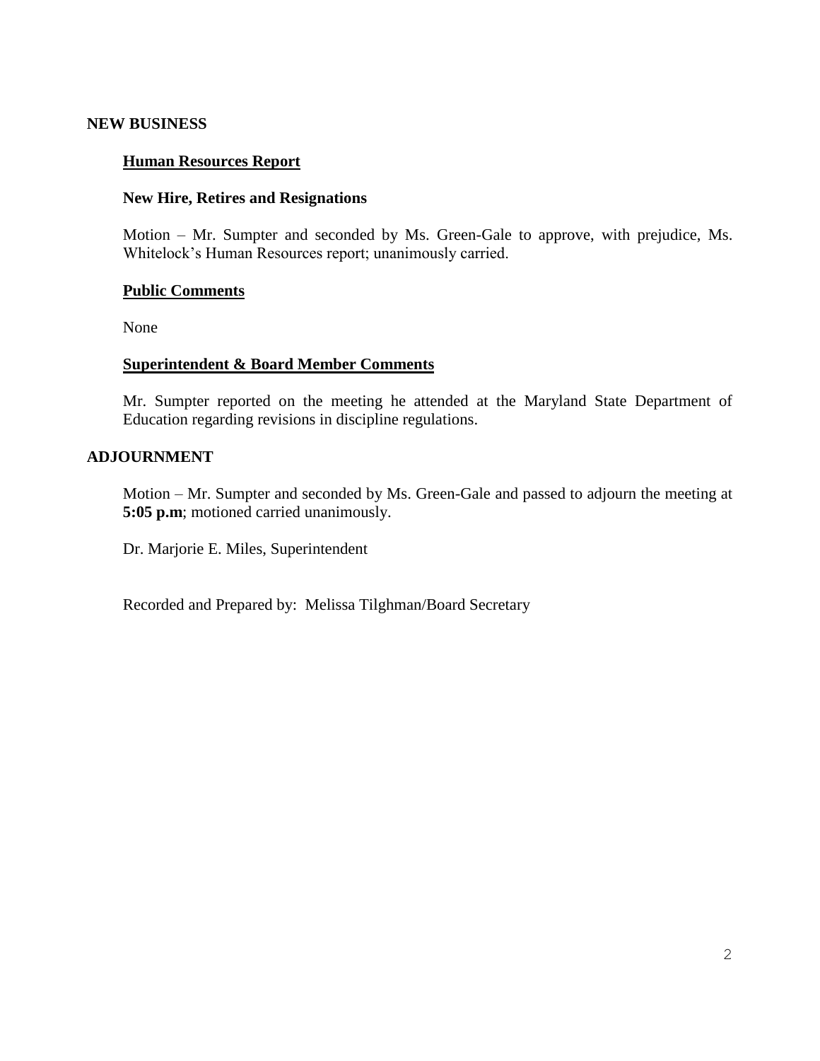**NEW BUSINESS**

**Human Resources Report**

**New Hire, Retires and Resignations**

Motion – Mr. Sumpter and seconded by Ms. Green-Gale to approve, with prejudice, Ms. Whitelock's Human Resources report; unanimously carried.

**Public Comments**

None

**Superintendent & Board Member Comments**

Mr. Sumpter reported on the meeting he attended at the Maryland State Department of Education regarding revisions in discipline regulations.

**ADJOURNMENT**

Motion – Mr. Sumpter and seconded by Ms. Green-Gale and passed to adjourn the meeting at **5:05 p.m**; motioned carried unanimously.

Dr. Marjorie E. Miles, Superintendent

Recorded and Prepared by: Melissa Tilghman/Board Secretary